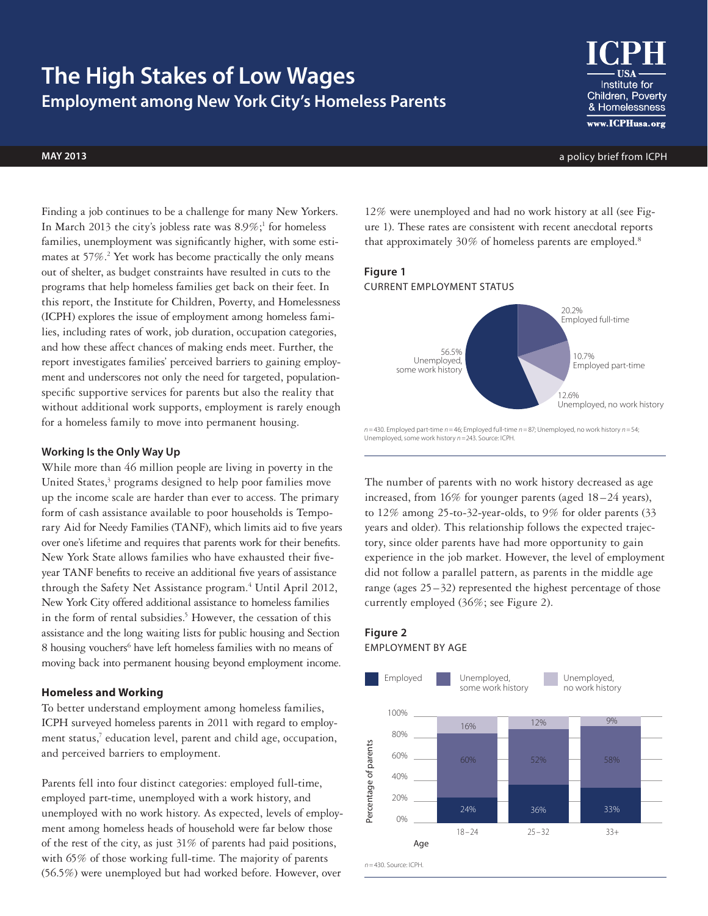# The High Stakes of Low Wages

## Employment among New York City's Homeless Parents

ICPH USA Institute for Children, Poverty & Homelessness
www.ICPHusa.org

**MAY 2013** — a policy brief from ICPH

Finding a job continues to be a challenge for many New Yorkers. In March 2013 the city's jobless rate was 8.9%;[1] for homeless families, unemployment was significantly higher, with some estimates at 57%.[2] Yet work has become practically the only means out of shelter, as budget constraints have resulted in cuts to the programs that help homeless families get back on their feet. In this report, the Institute for Children, Poverty, and Homelessness (ICPH) explores the issue of employment among homeless families, including rates of work, job duration, occupation categories, and how these affect chances of making ends meet. Further, the report investigates families' perceived barriers to gaining employment and underscores not only the need for targeted, population-specific supportive services for parents but also the reality that without additional work supports, employment is rarely enough for a homeless family to move into permanent housing.

### Working Is the Only Way Up

While more than 46 million people are living in poverty in the United States,[3] programs designed to help poor families move up the income scale are harder than ever to access. The primary form of cash assistance available to poor households is Temporary Aid for Needy Families (TANF), which limits aid to five years over one's lifetime and requires that parents work for their benefits. New York State allows families who have exhausted their five-year TANF benefits to receive an additional five years of assistance through the Safety Net Assistance program.[4] Until April 2012, New York City offered additional assistance to homeless families in the form of rental subsidies.[5] However, the cessation of this assistance and the long waiting lists for public housing and Section 8 housing vouchers[6] have left homeless families with no means of moving back into permanent housing beyond employment income.

### Homeless and Working

To better understand employment among homeless families, ICPH surveyed homeless parents in 2011 with regard to employment status,[7] education level, parent and child age, occupation, and perceived barriers to employment.

Parents fell into four distinct categories: employed full-time, employed part-time, unemployed with a work history, and unemployed with no work history. As expected, levels of employment among homeless heads of household were far below those of the rest of the city, as just 31% of parents had paid positions, with 65% of those working full-time. The majority of parents (56.5%) were unemployed but had worked before. However, over 12% were unemployed and had no work history at all (see Figure 1). These rates are consistent with recent anecdotal reports that approximately 30% of homeless parents are employed.[8]

**Figure 1**
CURRENT EMPLOYMENT STATUS

| Status | Percentage |
|---|---|
| Employed full-time | 20.2% |
| Employed part-time | 10.7% |
| Unemployed, no work history | 12.6% |
| Unemployed, some work history | 56.5% |

*n* = 430. Employed part-time *n* = 46; Employed full-time *n* = 87; Unemployed, no work history *n* = 54; Unemployed, some work history *n* = 243. Source: ICPH.

The number of parents with no work history decreased as age increased, from 16% for younger parents (aged 18–24 years), to 12% among 25-to-32-year-olds, to 9% for older parents (33 years and older). This relationship follows the expected trajectory, since older parents have had more opportunity to gain experience in the job market. However, the level of employment did not follow a parallel pattern, as parents in the middle age range (ages 25–32) represented the highest percentage of those currently employed (36%; see Figure 2).

**Figure 2**
EMPLOYMENT BY AGE

| Age | Employed | Unemployed, some work history | Unemployed, no work history |
|---|---|---|---|
| 18–24 | 24% | 60% | 16% |
| 25–32 | 36% | 52% | 12% |
| 33+ | 33% | 58% | 9% |

*n* = 430. Source: ICPH.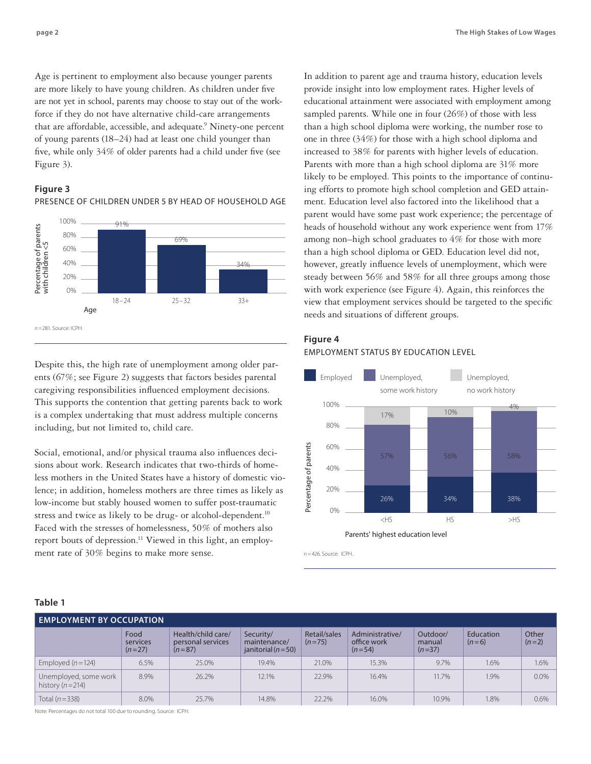Age is pertinent to employment also because younger parents are more likely to have young children. As children under five are not yet in school, parents may choose to stay out of the workforce if they do not have alternative child-care arrangements that are affordable, accessible, and adequate.[9] Ninety-one percent of young parents (18–24) had at least one child younger than five, while only 34% of older parents had a child under five (see Figure 3).

**Figure 3**

PRESENCE OF CHILDREN UNDER 5 BY HEAD OF HOUSEHOLD AGE

| Age | Percentage of parents with children <5 |
|---|---|
| 18–24 | 91% |
| 25–32 | 69% |
| 33+ | 34% |

*n* = 281. Source: ICPH.

Despite this, the high rate of unemployment among older parents (67%; see Figure 2) suggests that factors besides parental caregiving responsibilities influenced employment decisions. This supports the contention that getting parents back to work is a complex undertaking that must address multiple concerns including, but not limited to, child care.

Social, emotional, and/or physical trauma also influences decisions about work. Research indicates that two-thirds of homeless mothers in the United States have a history of domestic violence; in addition, homeless mothers are three times as likely as low-income but stably housed women to suffer post-traumatic stress and twice as likely to be drug- or alcohol-dependent.[10] Faced with the stresses of homelessness, 50% of mothers also report bouts of depression.[11] Viewed in this light, an employment rate of 30% begins to make more sense.

In addition to parent age and trauma history, education levels provide insight into low employment rates. Higher levels of educational attainment were associated with employment among sampled parents. While one in four (26%) of those with less than a high school diploma were working, the number rose to one in three (34%) for those with a high school diploma and increased to 38% for parents with higher levels of education. Parents with more than a high school diploma are 31% more likely to be employed. This points to the importance of continuing efforts to promote high school completion and GED attainment. Education level also factored into the likelihood that a parent would have some past work experience; the percentage of heads of household without any work experience went from 17% among non–high school graduates to 4% for those with more than a high school diploma or GED. Education level did not, however, greatly influence levels of unemployment, which were steady between 56% and 58% for all three groups among those with work experience (see Figure 4). Again, this reinforces the view that employment services should be targeted to the specific needs and situations of different groups.

**Figure 4**

EMPLOYMENT STATUS BY EDUCATION LEVEL

| Parents' highest education level | Employed | Unemployed, some work history | Unemployed, no work history |
|---|---|---|---|
| <HS | 26% | 57% | 17% |
| HS | 34% | 56% | 10% |
| >HS | 38% | 58% | 4% |

*n* = 426. Source: ICPH.

**Table 1**

EMPLOYMENT BY OCCUPATION

| | Food services (*n* = 27) | Health/child care/ personal services (*n* = 87) | Security/ maintenance/ janitorial (*n* = 50) | Retail/sales (*n* = 75) | Administrative/ office work (*n* = 54) | Outdoor/ manual (*n* = 37) | Education (*n* = 6) | Other (*n* = 2) |
|---|---|---|---|---|---|---|---|---|
| Employed (*n* = 124) | 6.5% | 25.0% | 19.4% | 21.0% | 15.3% | 9.7% | 1.6% | 1.6% |
| Unemployed, some work history (*n* = 214) | 8.9% | 26.2% | 12.1% | 22.9% | 16.4% | 11.7% | 1.9% | 0.0% |
| Total (*n* = 338) | 8.0% | 25.7% | 14.8% | 22.2% | 16.0% | 10.9% | 1.8% | 0.6% |

Note: Percentages do not total 100 due to rounding. Source: ICPH.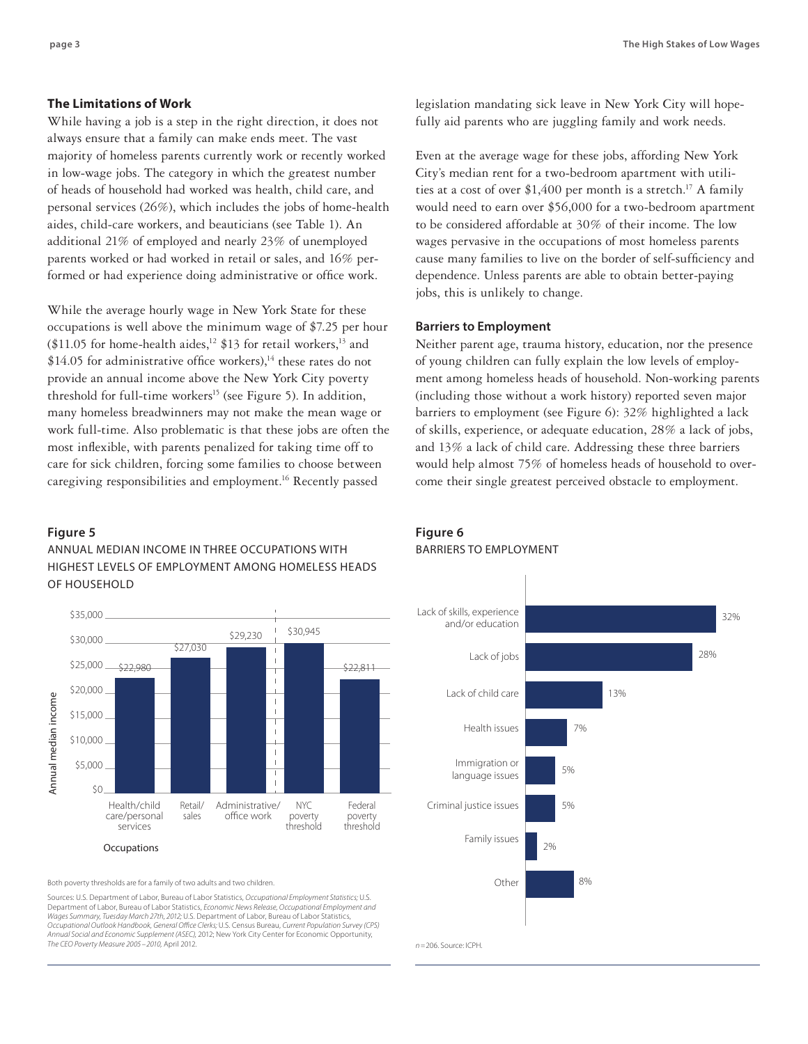## The Limitations of Work

While having a job is a step in the right direction, it does not always ensure that a family can make ends meet. The vast majority of homeless parents currently work or recently worked in low-wage jobs. The category in which the greatest number of heads of household had worked was health, child care, and personal services (26%), which includes the jobs of home-health aides, child-care workers, and beauticians (see Table 1). An additional 21% of employed and nearly 23% of unemployed parents worked or had worked in retail or sales, and 16% performed or had experience doing administrative or office work.

While the average hourly wage in New York State for these occupations is well above the minimum wage of $7.25 per hour ($11.05 for home-health aides,[12] $13 for retail workers,[13] and $14.05 for administrative office workers),[14] these rates do not provide an annual income above the New York City poverty threshold for full-time workers[15] (see Figure 5). In addition, many homeless breadwinners may not make the mean wage or work full-time. Also problematic is that these jobs are often the most inflexible, with parents penalized for taking time off to care for sick children, forcing some families to choose between caregiving responsibilities and employment.[16] Recently passed legislation mandating sick leave in New York City will hopefully aid parents who are juggling family and work needs.

Even at the average wage for these jobs, affording New York City's median rent for a two-bedroom apartment with utilities at a cost of over $1,400 per month is a stretch.[17] A family would need to earn over $56,000 for a two-bedroom apartment to be considered affordable at 30% of their income. The low wages pervasive in the occupations of most homeless parents cause many families to live on the border of self-sufficiency and dependence. Unless parents are able to obtain better-paying jobs, this is unlikely to change.

## Barriers to Employment

Neither parent age, trauma history, education, nor the presence of young children can fully explain the low levels of employment among homeless heads of household. Non-working parents (including those without a work history) reported seven major barriers to employment (see Figure 6): 32% highlighted a lack of skills, experience, or adequate education, 28% a lack of jobs, and 13% a lack of child care. Addressing these three barriers would help almost 75% of homeless heads of household to overcome their single greatest perceived obstacle to employment.

**Figure 5**

ANNUAL MEDIAN INCOME IN THREE OCCUPATIONS WITH HIGHEST LEVELS OF EMPLOYMENT AMONG HOMELESS HEADS OF HOUSEHOLD

| Occupations | Annual median income |
|---|---|
| Health/child care/personal services | $22,980 |
| Retail/sales | $27,030 |
| Administrative/office work | $29,230 |
| NYC poverty threshold | $30,945 |
| Federal poverty threshold | $22,811 |

Both poverty thresholds are for a family of two adults and two children.

Sources: U.S. Department of Labor, Bureau of Labor Statistics, *Occupational Employment Statistics;* U.S. Department of Labor, Bureau of Labor Statistics, *Economic News Release, Occupational Employment and Wages Summary, Tuesday March 27th, 2012;* U.S. Department of Labor, Bureau of Labor Statistics, *Occupational Outlook Handbook, General Office Clerks;* U.S. Census Bureau, *Current Population Survey (CPS) Annual Social and Economic Supplement (ASEC),* 2012; New York City Center for Economic Opportunity, *The CEO Poverty Measure 2005 – 2010,* April 2012.

**Figure 6**

BARRIERS TO EMPLOYMENT

| Barrier | Percent |
|---|---|
| Lack of skills, experience and/or education | 32% |
| Lack of jobs | 28% |
| Lack of child care | 13% |
| Health issues | 7% |
| Immigration or language issues | 5% |
| Criminal justice issues | 5% |
| Family issues | 2% |
| Other | 8% |

*n* = 206. Source: ICPH.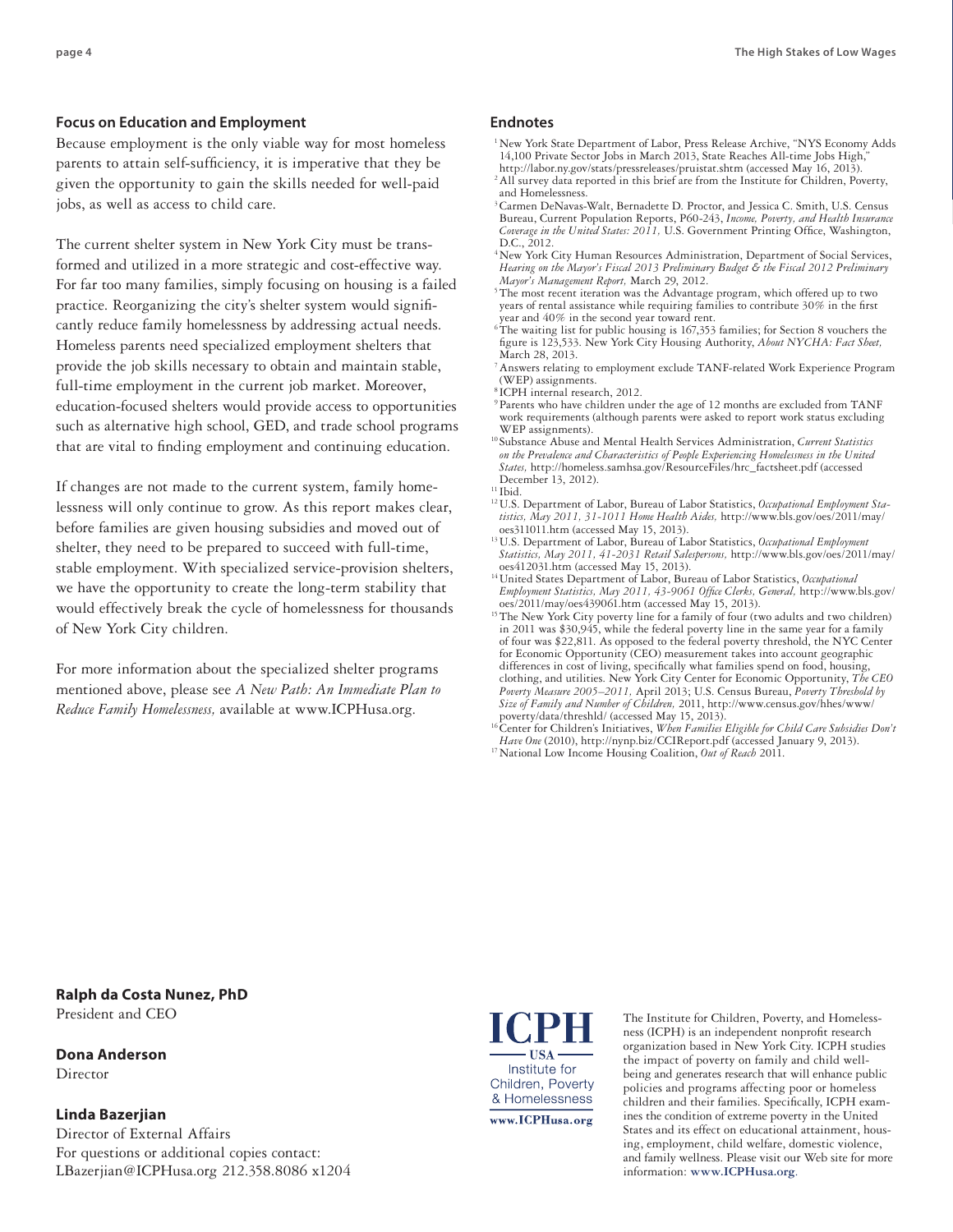## Focus on Education and Employment

Because employment is the only viable way for most homeless parents to attain self-sufficiency, it is imperative that they be given the opportunity to gain the skills needed for well-paid jobs, as well as access to child care.

The current shelter system in New York City must be transformed and utilized in a more strategic and cost-effective way. For far too many families, simply focusing on housing is a failed practice. Reorganizing the city's shelter system would significantly reduce family homelessness by addressing actual needs. Homeless parents need specialized employment shelters that provide the job skills necessary to obtain and maintain stable, full-time employment in the current job market. Moreover, education-focused shelters would provide access to opportunities such as alternative high school, GED, and trade school programs that are vital to finding employment and continuing education.

If changes are not made to the current system, family homelessness will only continue to grow. As this report makes clear, before families are given housing subsidies and moved out of shelter, they need to be prepared to succeed with full-time, stable employment. With specialized service-provision shelters, we have the opportunity to create the long-term stability that would effectively break the cycle of homelessness for thousands of New York City children.

For more information about the specialized shelter programs mentioned above, please see *A New Path: An Immediate Plan to Reduce Family Homelessness,* available at www.ICPHusa.org.

## Endnotes

[1] New York State Department of Labor, Press Release Archive, "NYS Economy Adds 14,100 Private Sector Jobs in March 2013, State Reaches All-time Jobs High," http://labor.ny.gov/stats/pressreleases/pruistat.shtm (accessed May 16, 2013).

[2] All survey data reported in this brief are from the Institute for Children, Poverty, and Homelessness.

[3] Carmen DeNavas-Walt, Bernadette D. Proctor, and Jessica C. Smith, U.S. Census Bureau, Current Population Reports, P60-243, *Income, Poverty, and Health Insurance Coverage in the United States: 2011,* U.S. Government Printing Office, Washington, D.C., 2012.

[4] New York City Human Resources Administration, Department of Social Services, *Hearing on the Mayor's Fiscal 2013 Preliminary Budget & the Fiscal 2012 Preliminary Mayor's Management Report,* March 29, 2012.

[5] The most recent iteration was the Advantage program, which offered up to two years of rental assistance while requiring families to contribute 30% in the first year and 40% in the second year toward rent.

[6] The waiting list for public housing is 167,353 families; for Section 8 vouchers the figure is 123,533. New York City Housing Authority, *About NYCHA: Fact Sheet,* March 28, 2013.

[7] Answers relating to employment exclude TANF-related Work Experience Program (WEP) assignments.

[8] ICPH internal research, 2012.

[9] Parents who have children under the age of 12 months are excluded from TANF work requirements (although parents were asked to report work status excluding WEP assignments).

[10] Substance Abuse and Mental Health Services Administration, *Current Statistics on the Prevalence and Characteristics of People Experiencing Homelessness in the United States,* http://homeless.samhsa.gov/ResourceFiles/hrc_factsheet.pdf (accessed December 13, 2012).

[11] Ibid.

[12] U.S. Department of Labor, Bureau of Labor Statistics, *Occupational Employment Statistics, May 2011, 31-1011 Home Health Aides,* http://www.bls.gov/oes/2011/may/oes311011.htm (accessed May 15, 2013).

[13] U.S. Department of Labor, Bureau of Labor Statistics, *Occupational Employment Statistics, May 2011, 41-2031 Retail Salespersons,* http://www.bls.gov/oes/2011/may/oes412031.htm (accessed May 15, 2013).

[14] United States Department of Labor, Bureau of Labor Statistics, *Occupational Employment Statistics, May 2011, 43-9061 Office Clerks, General,* http://www.bls.gov/oes/2011/may/oes439061.htm (accessed May 15, 2013).

[15] The New York City poverty line for a family of four (two adults and two children) in 2011 was $30,945, while the federal poverty line in the same year for a family of four was $22,811. As opposed to the federal poverty threshold, the NYC Center for Economic Opportunity (CEO) measurement takes into account geographic differences in cost of living, specifically what families spend on food, housing, clothing, and utilities. New York City Center for Economic Opportunity, *The CEO Poverty Measure 2005–2011,* April 2013; U.S. Census Bureau, *Poverty Threshold by Size of Family and Number of Children,* 2011, http://www.census.gov/hhes/www/poverty/data/threshld/ (accessed May 15, 2013).

[16] Center for Children's Initiatives, *When Families Eligible for Child Care Subsidies Don't Have One* (2010), http://nynp.biz/CCIReport.pdf (accessed January 9, 2013).

[17] National Low Income Housing Coalition, *Out of Reach* 2011.

**Ralph da Costa Nunez, PhD**
President and CEO

**Dona Anderson**
Director

**Linda Bazerjian**
Director of External Affairs
For questions or additional copies contact:
LBazerjian@ICPHusa.org 212.358.8086 x1204

ICPH USA
Institute for Children, Poverty & Homelessness
www.ICPHusa.org

The Institute for Children, Poverty, and Homelessness (ICPH) is an independent nonprofit research organization based in New York City. ICPH studies the impact of poverty on family and child well-being and generates research that will enhance public policies and programs affecting poor or homeless children and their families. Specifically, ICPH examines the condition of extreme poverty in the United States and its effect on educational attainment, housing, employment, child welfare, domestic violence, and family wellness. Please visit our Web site for more information: **www.ICPHusa.org**.